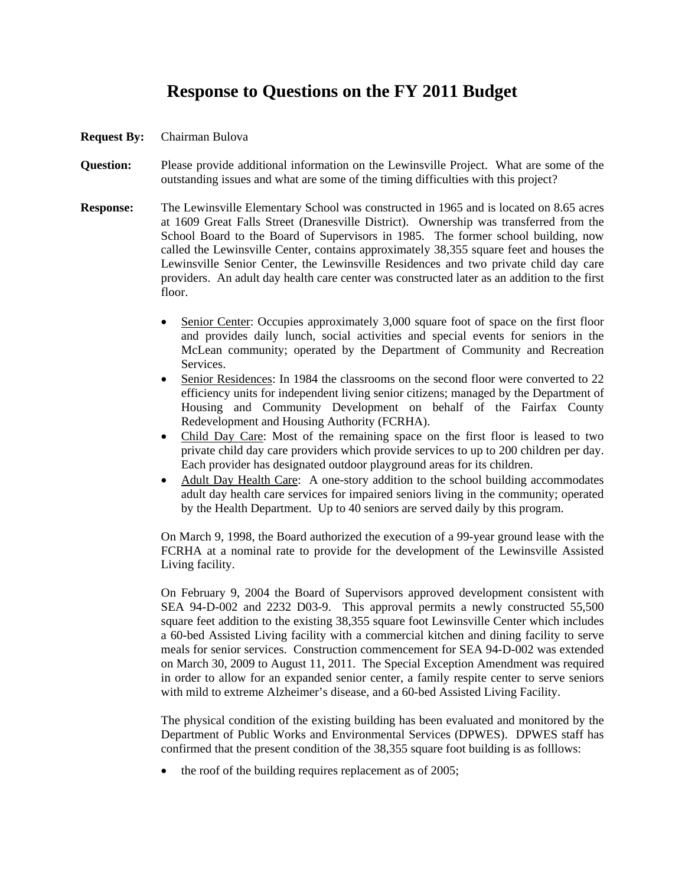# Response to Questions on the FY 2011 Budget

**Request By:** Chairman Bulova

**Question:** Please provide additional information on the Lewinsville Project. What are some of the outstanding issues and what are some of the timing difficulties with this project?

**Response:** The Lewinsville Elementary School was constructed in 1965 and is located on 8.65 acres at 1609 Great Falls Street (Dranesville District). Ownership was transferred from the School Board to the Board of Supervisors in 1985. The former school building, now called the Lewinsville Center, contains approximately 38,355 square feet and houses the Lewinsville Senior Center, the Lewinsville Residences and two private child day care providers. An adult day health care center was constructed later as an addition to the first floor.

- Senior Center: Occupies approximately 3,000 square foot of space on the first floor and provides daily lunch, social activities and special events for seniors in the McLean community; operated by the Department of Community and Recreation Services.
- Senior Residences: In 1984 the classrooms on the second floor were converted to 22 efficiency units for independent living senior citizens; managed by the Department of Housing and Community Development on behalf of the Fairfax County Redevelopment and Housing Authority (FCRHA).
- Child Day Care: Most of the remaining space on the first floor is leased to two private child day care providers which provide services to up to 200 children per day. Each provider has designated outdoor playground areas for its children.
- Adult Day Health Care: A one-story addition to the school building accommodates adult day health care services for impaired seniors living in the community; operated by the Health Department. Up to 40 seniors are served daily by this program.

On March 9, 1998, the Board authorized the execution of a 99-year ground lease with the FCRHA at a nominal rate to provide for the development of the Lewinsville Assisted Living facility.

On February 9, 2004 the Board of Supervisors approved development consistent with SEA 94-D-002 and 2232 D03-9. This approval permits a newly constructed 55,500 square feet addition to the existing 38,355 square foot Lewinsville Center which includes a 60-bed Assisted Living facility with a commercial kitchen and dining facility to serve meals for senior services. Construction commencement for SEA 94-D-002 was extended on March 30, 2009 to August 11, 2011. The Special Exception Amendment was required in order to allow for an expanded senior center, a family respite center to serve seniors with mild to extreme Alzheimer's disease, and a 60-bed Assisted Living Facility.

The physical condition of the existing building has been evaluated and monitored by the Department of Public Works and Environmental Services (DPWES). DPWES staff has confirmed that the present condition of the 38,355 square foot building is as folllows:

- the roof of the building requires replacement as of 2005;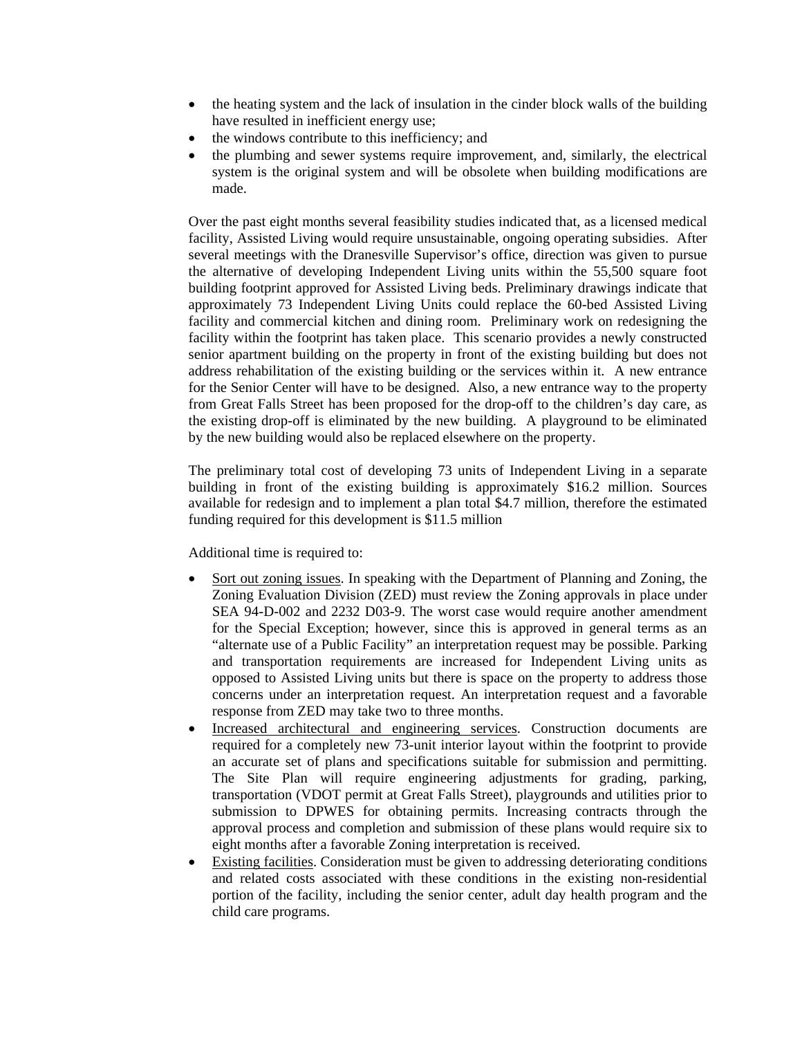- the heating system and the lack of insulation in the cinder block walls of the building have resulted in inefficient energy use;
- the windows contribute to this inefficiency; and
- the plumbing and sewer systems require improvement, and, similarly, the electrical system is the original system and will be obsolete when building modifications are made.

Over the past eight months several feasibility studies indicated that, as a licensed medical facility, Assisted Living would require unsustainable, ongoing operating subsidies. After several meetings with the Dranesville Supervisor's office, direction was given to pursue the alternative of developing Independent Living units within the 55,500 square foot building footprint approved for Assisted Living beds. Preliminary drawings indicate that approximately 73 Independent Living Units could replace the 60-bed Assisted Living facility and commercial kitchen and dining room. Preliminary work on redesigning the facility within the footprint has taken place. This scenario provides a newly constructed senior apartment building on the property in front of the existing building but does not address rehabilitation of the existing building or the services within it. A new entrance for the Senior Center will have to be designed. Also, a new entrance way to the property from Great Falls Street has been proposed for the drop-off to the children's day care, as the existing drop-off is eliminated by the new building. A playground to be eliminated by the new building would also be replaced elsewhere on the property.

The preliminary total cost of developing 73 units of Independent Living in a separate building in front of the existing building is approximately $16.2 million. Sources available for redesign and to implement a plan total $4.7 million, therefore the estimated funding required for this development is $11.5 million

Additional time is required to:

- Sort out zoning issues. In speaking with the Department of Planning and Zoning, the Zoning Evaluation Division (ZED) must review the Zoning approvals in place under SEA 94-D-002 and 2232 D03-9. The worst case would require another amendment for the Special Exception; however, since this is approved in general terms as an "alternate use of a Public Facility" an interpretation request may be possible. Parking and transportation requirements are increased for Independent Living units as opposed to Assisted Living units but there is space on the property to address those concerns under an interpretation request. An interpretation request and a favorable response from ZED may take two to three months.
- Increased architectural and engineering services. Construction documents are required for a completely new 73-unit interior layout within the footprint to provide an accurate set of plans and specifications suitable for submission and permitting. The Site Plan will require engineering adjustments for grading, parking, transportation (VDOT permit at Great Falls Street), playgrounds and utilities prior to submission to DPWES for obtaining permits. Increasing contracts through the approval process and completion and submission of these plans would require six to eight months after a favorable Zoning interpretation is received.
- Existing facilities. Consideration must be given to addressing deteriorating conditions and related costs associated with these conditions in the existing non-residential portion of the facility, including the senior center, adult day health program and the child care programs.